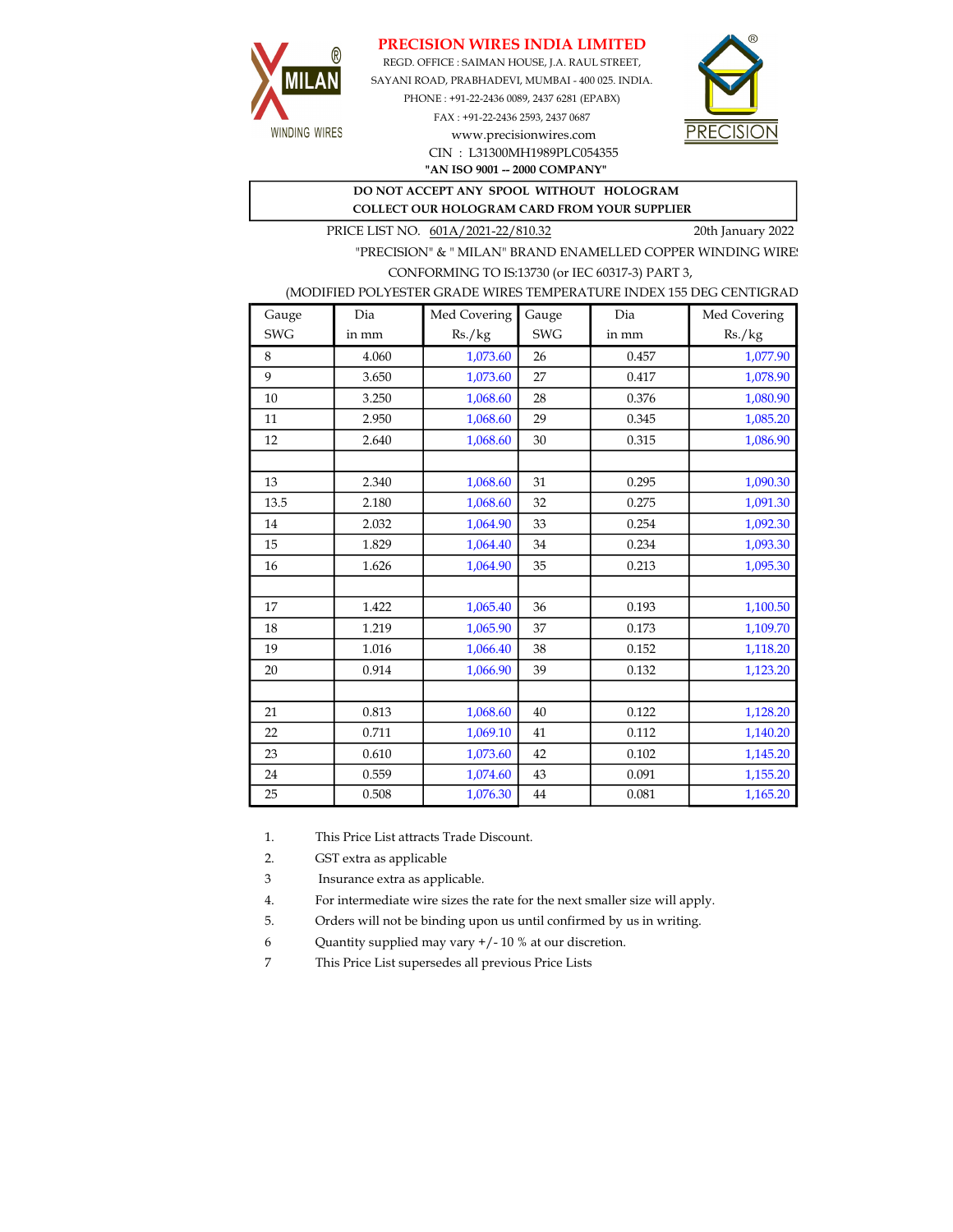# PRECISION WIRES INDIA LIMITED

MILAN® WINDING WIRES

REGD. OFFICE : SAIMAN HOUSE, J.A. RAUL STREET,
SAYANI ROAD, PRABHADEVI, MUMBAI - 400 025. INDIA.
PHONE : +91-22-2436 0089, 2437 6281 (EPABX)
FAX : +91-22-2436 2593, 2437 0687
www.precisionwires.com
CIN : L31300MH1989PLC054355
**"AN ISO 9001 -- 2000 COMPANY"**

PRECISION®

**DO NOT ACCEPT ANY SPOOL WITHOUT HOLOGRAM**
**COLLECT OUR HOLOGRAM CARD FROM YOUR SUPPLIER**

PRICE LIST NO. 601A/2021-22/810.32 — 20th January 2022

"PRECISION" & " MILAN" BRAND ENAMELLED COPPER WINDING WIRES
CONFORMING TO IS:13730 (or IEC 60317-3) PART 3,
(MODIFIED POLYESTER GRADE WIRES TEMPERATURE INDEX 155 DEG CENTIGRADE

| Gauge SWG | Dia in mm | Med Covering Rs./kg | Gauge SWG | Dia in mm | Med Covering Rs./kg |
|---|---|---|---|---|---|
| 8 | 4.060 | 1,073.60 | 26 | 0.457 | 1,077.90 |
| 9 | 3.650 | 1,073.60 | 27 | 0.417 | 1,078.90 |
| 10 | 3.250 | 1,068.60 | 28 | 0.376 | 1,080.90 |
| 11 | 2.950 | 1,068.60 | 29 | 0.345 | 1,085.20 |
| 12 | 2.640 | 1,068.60 | 30 | 0.315 | 1,086.90 |
| | | | | | |
| 13 | 2.340 | 1,068.60 | 31 | 0.295 | 1,090.30 |
| 13.5 | 2.180 | 1,068.60 | 32 | 0.275 | 1,091.30 |
| 14 | 2.032 | 1,064.90 | 33 | 0.254 | 1,092.30 |
| 15 | 1.829 | 1,064.40 | 34 | 0.234 | 1,093.30 |
| 16 | 1.626 | 1,064.90 | 35 | 0.213 | 1,095.30 |
| | | | | | |
| 17 | 1.422 | 1,065.40 | 36 | 0.193 | 1,100.50 |
| 18 | 1.219 | 1,065.90 | 37 | 0.173 | 1,109.70 |
| 19 | 1.016 | 1,066.40 | 38 | 0.152 | 1,118.20 |
| 20 | 0.914 | 1,066.90 | 39 | 0.132 | 1,123.20 |
| | | | | | |
| 21 | 0.813 | 1,068.60 | 40 | 0.122 | 1,128.20 |
| 22 | 0.711 | 1,069.10 | 41 | 0.112 | 1,140.20 |
| 23 | 0.610 | 1,073.60 | 42 | 0.102 | 1,145.20 |
| 24 | 0.559 | 1,074.60 | 43 | 0.091 | 1,155.20 |
| 25 | 0.508 | 1,076.30 | 44 | 0.081 | 1,165.20 |

1. This Price List attracts Trade Discount.
2. GST extra as applicable
3. Insurance extra as applicable.
4. For intermediate wire sizes the rate for the next smaller size will apply.
5. Orders will not be binding upon us until confirmed by us in writing.
6. Quantity supplied may vary +/- 10 % at our discretion.
7. This Price List supersedes all previous Price Lists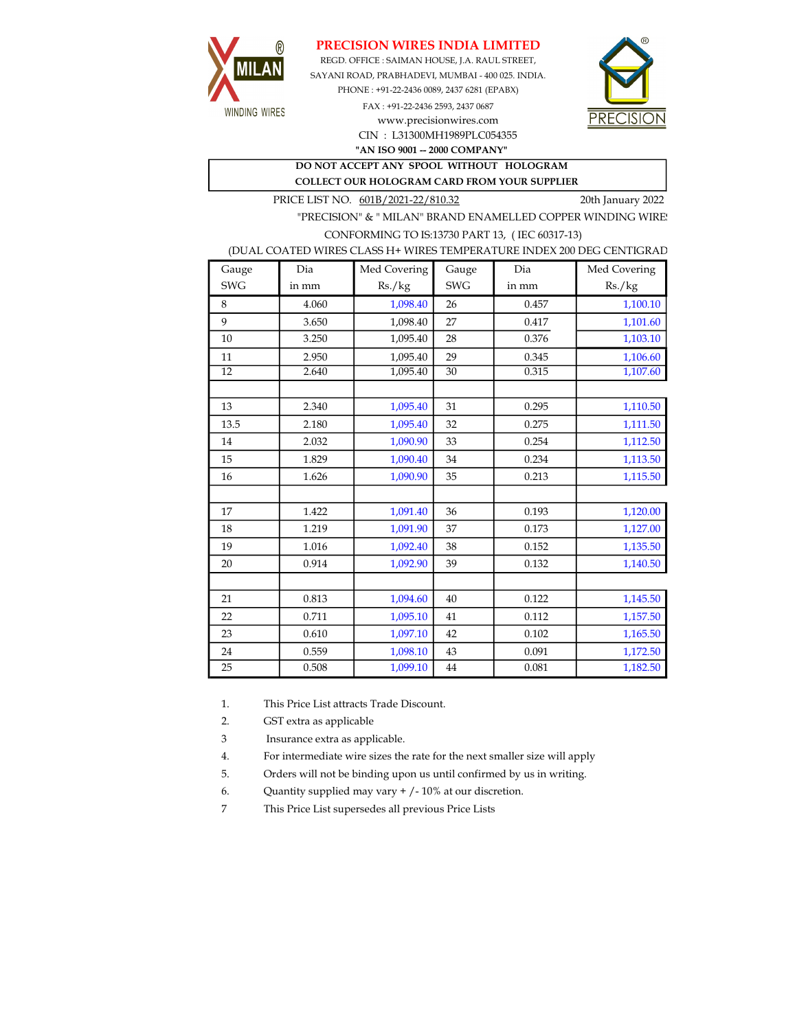**PRECISION WIRES INDIA LIMITED**

REGD. OFFICE : SAIMAN HOUSE, J.A. RAUL STREET,
SAYANI ROAD, PRABHADEVI, MUMBAI - 400 025. INDIA.
PHONE : +91-22-2436 0089, 2437 6281 (EPABX)
FAX : +91-22-2436 2593, 2437 0687
www.precisionwires.com
CIN : L31300MH1989PLC054355
**"AN ISO 9001 -- 2000 COMPANY"**

**DO NOT ACCEPT ANY SPOOL WITHOUT HOLOGRAM**
**COLLECT OUR HOLOGRAM CARD FROM YOUR SUPPLIER**

PRICE LIST NO. 601B/2021-22/810.32 20th January 2022

"PRECISION" & " MILAN" BRAND ENAMELLED COPPER WINDING WIRES

CONFORMING TO IS:13730 PART 13, ( IEC 60317-13)

(DUAL COATED WIRES CLASS H+ WIRES TEMPERATURE INDEX 200 DEG CENTIGRAD

| Gauge SWG | Dia in mm | Med Covering Rs./kg | Gauge SWG | Dia in mm | Med Covering Rs./kg |
|---|---|---|---|---|---|
| 8 | 4.060 | 1,098.40 | 26 | 0.457 | 1,100.10 |
| 9 | 3.650 | 1,098.40 | 27 | 0.417 | 1,101.60 |
| 10 | 3.250 | 1,095.40 | 28 | 0.376 | 1,103.10 |
| 11 | 2.950 | 1,095.40 | 29 | 0.345 | 1,106.60 |
| 12 | 2.640 | 1,095.40 | 30 | 0.315 | 1,107.60 |
| | | | | | |
| 13 | 2.340 | 1,095.40 | 31 | 0.295 | 1,110.50 |
| 13.5 | 2.180 | 1,095.40 | 32 | 0.275 | 1,111.50 |
| 14 | 2.032 | 1,090.90 | 33 | 0.254 | 1,112.50 |
| 15 | 1.829 | 1,090.40 | 34 | 0.234 | 1,113.50 |
| 16 | 1.626 | 1,090.90 | 35 | 0.213 | 1,115.50 |
| | | | | | |
| 17 | 1.422 | 1,091.40 | 36 | 0.193 | 1,120.00 |
| 18 | 1.219 | 1,091.90 | 37 | 0.173 | 1,127.00 |
| 19 | 1.016 | 1,092.40 | 38 | 0.152 | 1,135.50 |
| 20 | 0.914 | 1,092.90 | 39 | 0.132 | 1,140.50 |
| | | | | | |
| 21 | 0.813 | 1,094.60 | 40 | 0.122 | 1,145.50 |
| 22 | 0.711 | 1,095.10 | 41 | 0.112 | 1,157.50 |
| 23 | 0.610 | 1,097.10 | 42 | 0.102 | 1,165.50 |
| 24 | 0.559 | 1,098.10 | 43 | 0.091 | 1,172.50 |
| 25 | 0.508 | 1,099.10 | 44 | 0.081 | 1,182.50 |

1. This Price List attracts Trade Discount.
2. GST extra as applicable
3 Insurance extra as applicable.
4. For intermediate wire sizes the rate for the next smaller size will apply
5. Orders will not be binding upon us until confirmed by us in writing.
6. Quantity supplied may vary + /- 10% at our discretion.
7 This Price List supersedes all previous Price Lists